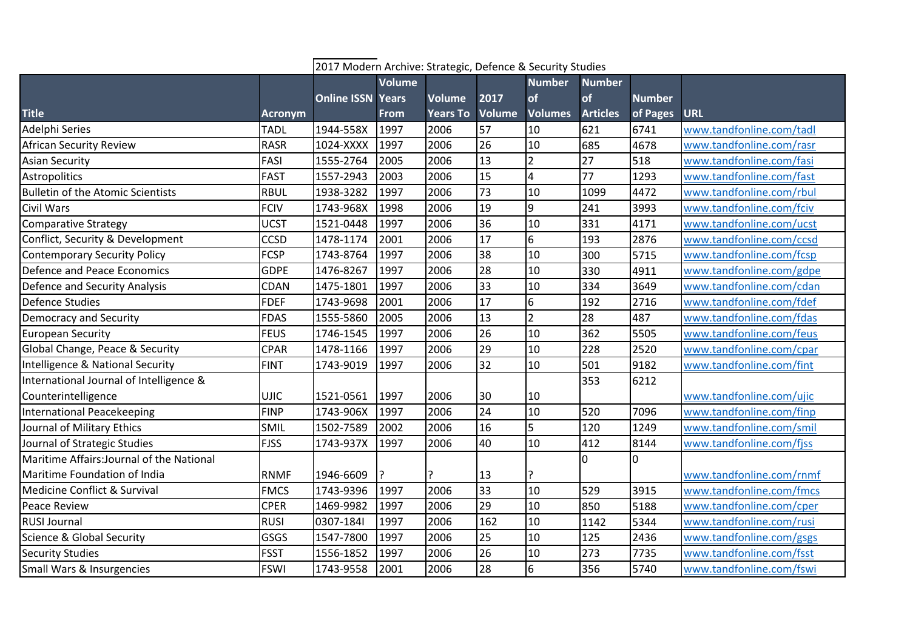2017 Modern Archive: Strategic, Defence & Security Studies

| Title | Acronym | Online ISSN | Volume Years From | Volume Years To | 2017 Volume | Number of Volumes | Number of Articles | Number of Pages | URL |
|---|---|---|---|---|---|---|---|---|---|
| Adelphi Series | TADL | 1944-558X | 1997 | 2006 | 57 | 10 | 621 | 6741 | www.tandfonline.com/tadl |
| African Security Review | RASR | 1024-XXXX | 1997 | 2006 | 26 | 10 | 685 | 4678 | www.tandfonline.com/rasr |
| Asian Security | FASI | 1555-2764 | 2005 | 2006 | 13 | 2 | 27 | 518 | www.tandfonline.com/fasi |
| Astropolitics | FAST | 1557-2943 | 2003 | 2006 | 15 | 4 | 77 | 1293 | www.tandfonline.com/fast |
| Bulletin of the Atomic Scientists | RBUL | 1938-3282 | 1997 | 2006 | 73 | 10 | 1099 | 4472 | www.tandfonline.com/rbul |
| Civil Wars | FCIV | 1743-968X | 1998 | 2006 | 19 | 9 | 241 | 3993 | www.tandfonline.com/fciv |
| Comparative Strategy | UCST | 1521-0448 | 1997 | 2006 | 36 | 10 | 331 | 4171 | www.tandfonline.com/ucst |
| Conflict, Security & Development | CCSD | 1478-1174 | 2001 | 2006 | 17 | 6 | 193 | 2876 | www.tandfonline.com/ccsd |
| Contemporary Security Policy | FCSP | 1743-8764 | 1997 | 2006 | 38 | 10 | 300 | 5715 | www.tandfonline.com/fcsp |
| Defence and Peace Economics | GDPE | 1476-8267 | 1997 | 2006 | 28 | 10 | 330 | 4911 | www.tandfonline.com/gdpe |
| Defence and Security Analysis | CDAN | 1475-1801 | 1997 | 2006 | 33 | 10 | 334 | 3649 | www.tandfonline.com/cdan |
| Defence Studies | FDEF | 1743-9698 | 2001 | 2006 | 17 | 6 | 192 | 2716 | www.tandfonline.com/fdef |
| Democracy and Security | FDAS | 1555-5860 | 2005 | 2006 | 13 | 2 | 28 | 487 | www.tandfonline.com/fdas |
| European Security | FEUS | 1746-1545 | 1997 | 2006 | 26 | 10 | 362 | 5505 | www.tandfonline.com/feus |
| Global Change, Peace & Security | CPAR | 1478-1166 | 1997 | 2006 | 29 | 10 | 228 | 2520 | www.tandfonline.com/cpar |
| Intelligence & National Security | FINT | 1743-9019 | 1997 | 2006 | 32 | 10 | 501 | 9182 | www.tandfonline.com/fint |
| International Journal of Intelligence & Counterintelligence | UJIC | 1521-0561 | 1997 | 2006 | 30 | 10 | 353 | 6212 | www.tandfonline.com/ujic |
| International Peacekeeping | FINP | 1743-906X | 1997 | 2006 | 24 | 10 | 520 | 7096 | www.tandfonline.com/finp |
| Journal of Military Ethics | SMIL | 1502-7589 | 2002 | 2006 | 16 | 5 | 120 | 1249 | www.tandfonline.com/smil |
| Journal of Strategic Studies | FJSS | 1743-937X | 1997 | 2006 | 40 | 10 | 412 | 8144 | www.tandfonline.com/fjss |
| Maritime Affairs:Journal of the National Maritime Foundation of India | RNMF | 1946-6609 | ? | ? | 13 | ? | 0 | 0 | www.tandfonline.com/rnmf |
| Medicine Conflict & Survival | FMCS | 1743-9396 | 1997 | 2006 | 33 | 10 | 529 | 3915 | www.tandfonline.com/fmcs |
| Peace Review | CPER | 1469-9982 | 1997 | 2006 | 29 | 10 | 850 | 5188 | www.tandfonline.com/cper |
| RUSI Journal | RUSI | 0307-184l | 1997 | 2006 | 162 | 10 | 1142 | 5344 | www.tandfonline.com/rusi |
| Science & Global Security | GSGS | 1547-7800 | 1997 | 2006 | 25 | 10 | 125 | 2436 | www.tandfonline.com/gsgs |
| Security Studies | FSST | 1556-1852 | 1997 | 2006 | 26 | 10 | 273 | 7735 | www.tandfonline.com/fsst |
| Small Wars & Insurgencies | FSWI | 1743-9558 | 2001 | 2006 | 28 | 6 | 356 | 5740 | www.tandfonline.com/fswi |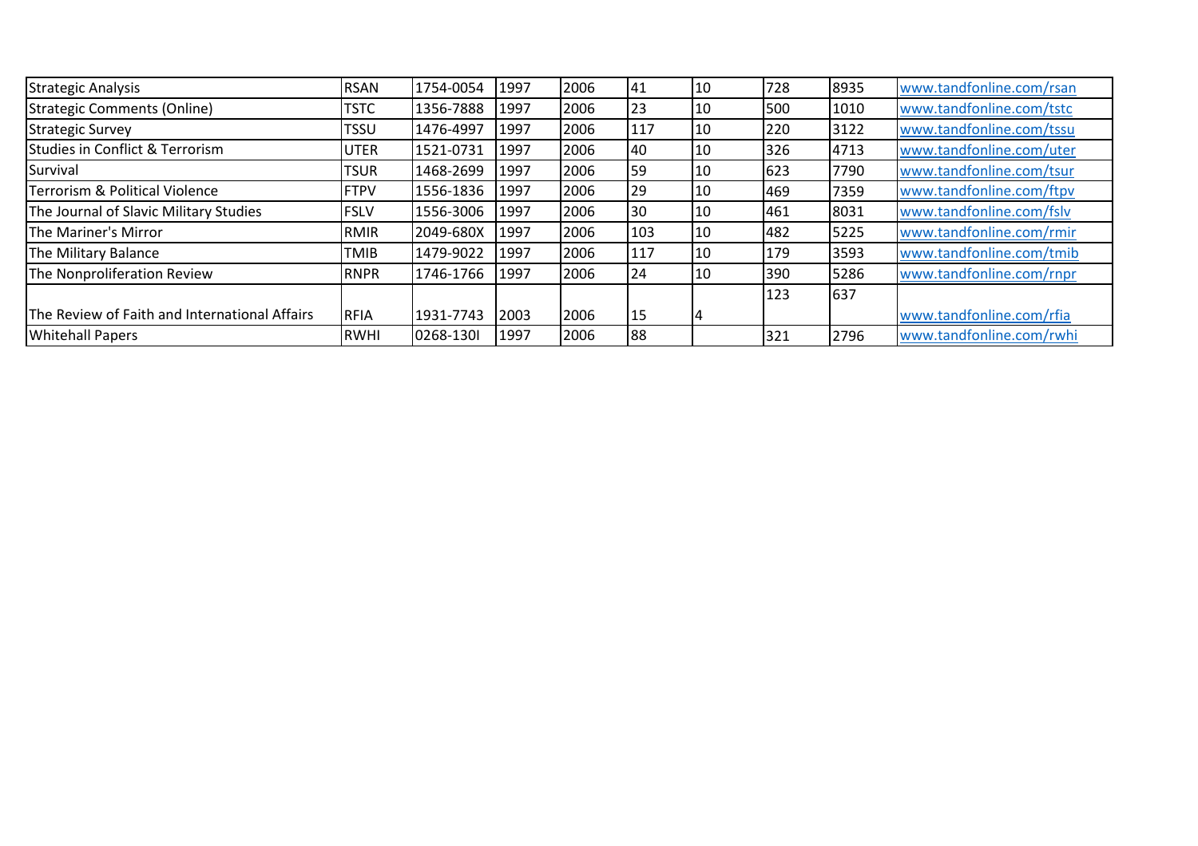| | | | | | | | | | |
|---|---|---|---|---|---|---|---|---|---|
| Strategic Analysis | RSAN | 1754-0054 | 1997 | 2006 | 41 | 10 | 728 | 8935 | www.tandfonline.com/rsan |
| Strategic Comments (Online) | TSTC | 1356-7888 | 1997 | 2006 | 23 | 10 | 500 | 1010 | www.tandfonline.com/tstc |
| Strategic Survey | TSSU | 1476-4997 | 1997 | 2006 | 117 | 10 | 220 | 3122 | www.tandfonline.com/tssu |
| Studies in Conflict & Terrorism | UTER | 1521-0731 | 1997 | 2006 | 40 | 10 | 326 | 4713 | www.tandfonline.com/uter |
| Survival | TSUR | 1468-2699 | 1997 | 2006 | 59 | 10 | 623 | 7790 | www.tandfonline.com/tsur |
| Terrorism & Political Violence | FTPV | 1556-1836 | 1997 | 2006 | 29 | 10 | 469 | 7359 | www.tandfonline.com/ftpv |
| The Journal of Slavic Military Studies | FSLV | 1556-3006 | 1997 | 2006 | 30 | 10 | 461 | 8031 | www.tandfonline.com/fslv |
| The Mariner's Mirror | RMIR | 2049-680X | 1997 | 2006 | 103 | 10 | 482 | 5225 | www.tandfonline.com/rmir |
| The Military Balance | TMIB | 1479-9022 | 1997 | 2006 | 117 | 10 | 179 | 3593 | www.tandfonline.com/tmib |
| The Nonproliferation Review | RNPR | 1746-1766 | 1997 | 2006 | 24 | 10 | 390 | 5286 | www.tandfonline.com/rnpr |
| The Review of Faith and International Affairs | RFIA | 1931-7743 | 2003 | 2006 | 15 | 4 | 123 | 637 | www.tandfonline.com/rfia |
| Whitehall Papers | RWHI | 0268-130I | 1997 | 2006 | 88 | | 321 | 2796 | www.tandfonline.com/rwhi |